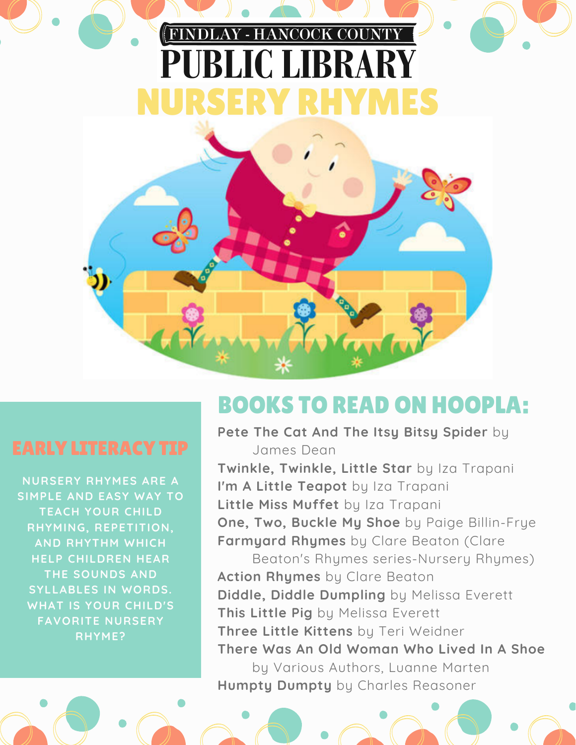FINDLAY - HANCOCK COUNTY

# PUBLIC LIBRARY

# NURSERY RHYMES

## EARLY LITERACY TIP

NURSERY RHYMES ARE A SIMPLE AND EASY WAY TO TEACH YOUR CHILD RHYMING, REPETITION, AND RHYTHM WHICH HELP CHILDREN HEAR THE SOUNDS AND SYLLABLES IN WORDS. WHAT IS YOUR CHILD'S FAVORITE NURSERY RHYME?

## BOOKS TO READ ON HOOPLA:

**Pete The Cat And The Itsy Bitsy Spider** by James Dean
**Twinkle, Twinkle, Little Star** by Iza Trapani
**I'm A Little Teapot** by Iza Trapani
**Little Miss Muffet** by Iza Trapani
**One, Two, Buckle My Shoe** by Paige Billin-Frye
**Farmyard Rhymes** by Clare Beaton (Clare Beaton's Rhymes series-Nursery Rhymes)
**Action Rhymes** by Clare Beaton
**Diddle, Diddle Dumpling** by Melissa Everett
**This Little Pig** by Melissa Everett
**Three Little Kittens** by Teri Weidner
**There Was An Old Woman Who Lived In A Shoe** by Various Authors, Luanne Marten
**Humpty Dumpty** by Charles Reasoner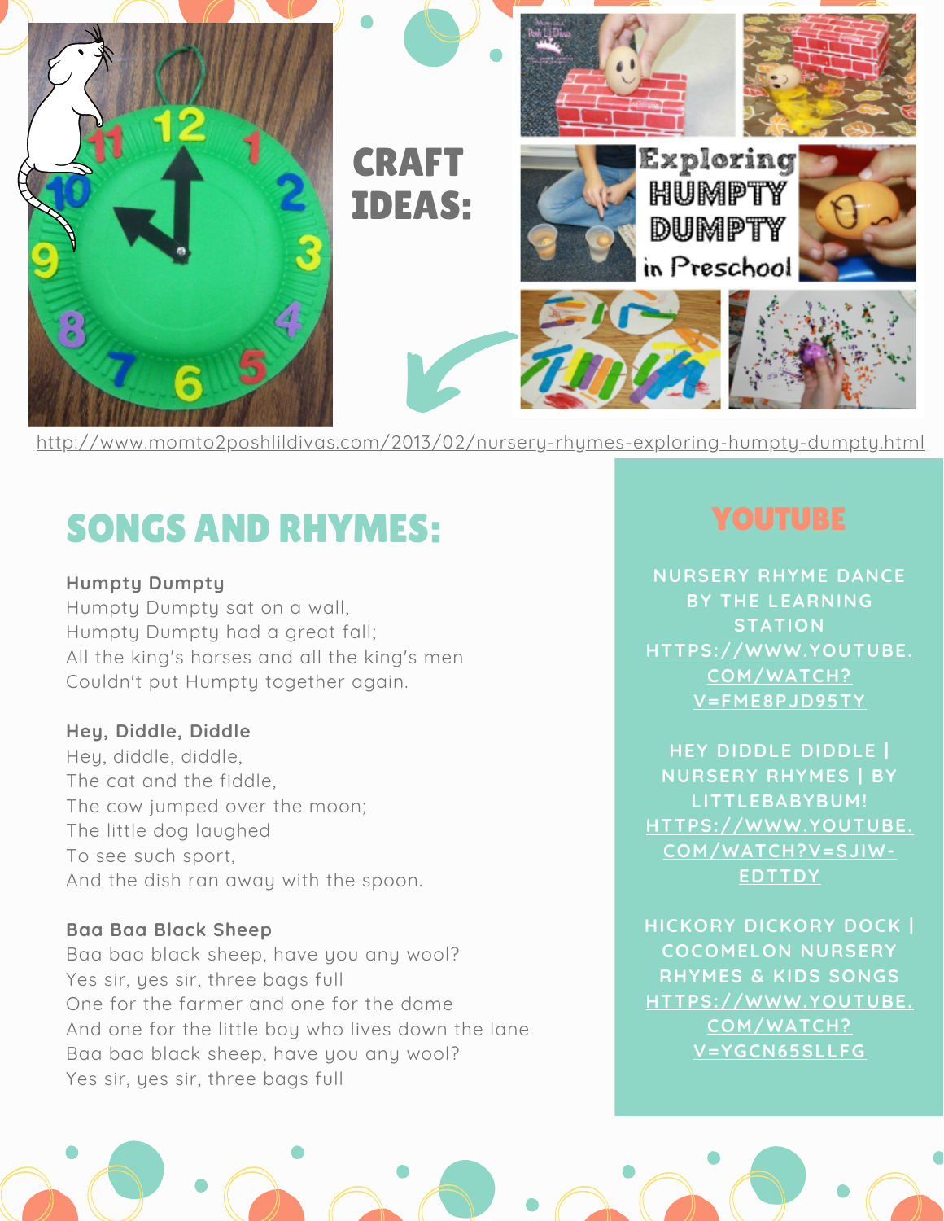## CRAFT IDEAS:

http://www.momto2poshlildivas.com/2013/02/nursery-rhymes-exploring-humpty-dumpty.html

## SONGS AND RHYMES:

**Humpty Dumpty**
Humpty Dumpty sat on a wall,
Humpty Dumpty had a great fall;
All the king's horses and all the king's men
Couldn't put Humpty together again.

**Hey, Diddle, Diddle**
Hey, diddle, diddle,
The cat and the fiddle,
The cow jumped over the moon;
The little dog laughed
To see such sport,
And the dish ran away with the spoon.

**Baa Baa Black Sheep**
Baa baa black sheep, have you any wool?
Yes sir, yes sir, three bags full
One for the farmer and one for the dame
And one for the little boy who lives down the lane
Baa baa black sheep, have you any wool?
Yes sir, yes sir, three bags full

## YOUTUBE

NURSERY RHYME DANCE BY THE LEARNING STATION
HTTPS://WWW.YOUTUBE.COM/WATCH?V=FME8PJD95TY

HEY DIDDLE DIDDLE | NURSERY RHYMES | BY LITTLEBABYBUM!
HTTPS://WWW.YOUTUBE.COM/WATCH?V=SJIW-EDTTDY

HICKORY DICKORY DOCK | COCOMELON NURSERY RHYMES & KIDS SONGS
HTTPS://WWW.YOUTUBE.COM/WATCH?V=YGCN65SLLFG